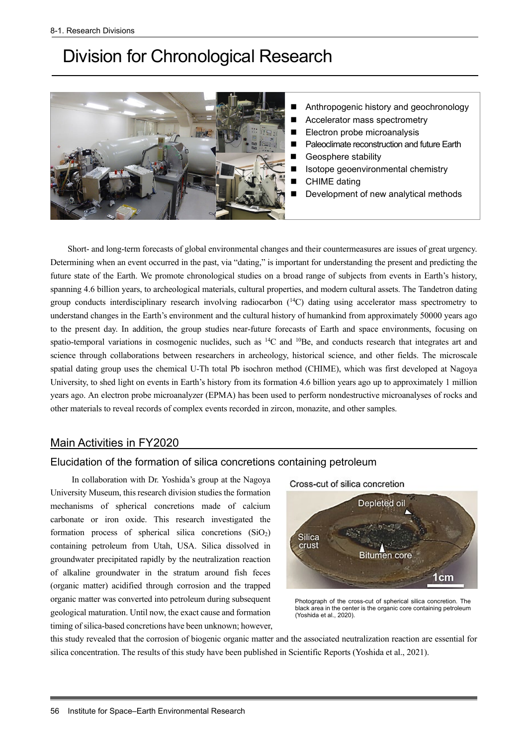# Division for Chronological Research

- Anthropogenic history and geochronology
- Accelerator mass spectrometry
- Electron probe microanalysis
- Paleoclimate reconstruction and future Earth
- Geosphere stability
- Isotope geoenvironmental chemistry
- CHIME dating
- Development of new analytical methods

Short- and long-term forecasts of global environmental changes and their countermeasures are issues of great urgency. Determining when an event occurred in the past, via "dating," is important for understanding the present and predicting the future state of the Earth. We promote chronological studies on a broad range of subjects from events in Earth's history, spanning 4.6 billion years, to archeological materials, cultural properties, and modern cultural assets. The Tandetron dating group conducts interdisciplinary research involving radiocarbon ($^{14}C$) dating using accelerator mass spectrometry to understand changes in the Earth's environment and the cultural history of humankind from approximately 50000 years ago to the present day. In addition, the group studies near-future forecasts of Earth and space environments, focusing on spatio-temporal variations in cosmogenic nuclides, such as $^{14}C$ and $^{10}Be$, and conducts research that integrates art and science through collaborations between researchers in archeology, historical science, and other fields. The microscale spatial dating group uses the chemical U-Th total Pb isochron method (CHIME), which was first developed at Nagoya University, to shed light on events in Earth's history from its formation 4.6 billion years ago up to approximately 1 million years ago. An electron probe microanalyzer (EPMA) has been used to perform nondestructive microanalyses of rocks and other materials to reveal records of complex events recorded in zircon, monazite, and other samples.

## Main Activities in FY2020

### Elucidation of the formation of silica concretions containing petroleum

In collaboration with Dr. Yoshida's group at the Nagoya University Museum, this research division studies the formation mechanisms of spherical concretions made of calcium carbonate or iron oxide. This research investigated the formation process of spherical silica concretions ($SiO_2$) containing petroleum from Utah, USA. Silica dissolved in groundwater precipitated rapidly by the neutralization reaction of alkaline groundwater in the stratum around fish feces (organic matter) acidified through corrosion and the trapped organic matter was converted into petroleum during subsequent geological maturation. Until now, the exact cause and formation timing of silica-based concretions have been unknown; however, this study revealed that the corrosion of biogenic organic matter and the associated neutralization reaction are essential for silica concentration. The results of this study have been published in Scientific Reports (Yoshida et al., 2021).

Cross-cut of silica concretion

Depleted oil

Silica crust

Bitumen core

1cm

Photograph of the cross-cut of spherical silica concretion. The black area in the center is the organic core containing petroleum (Yoshida et al., 2020).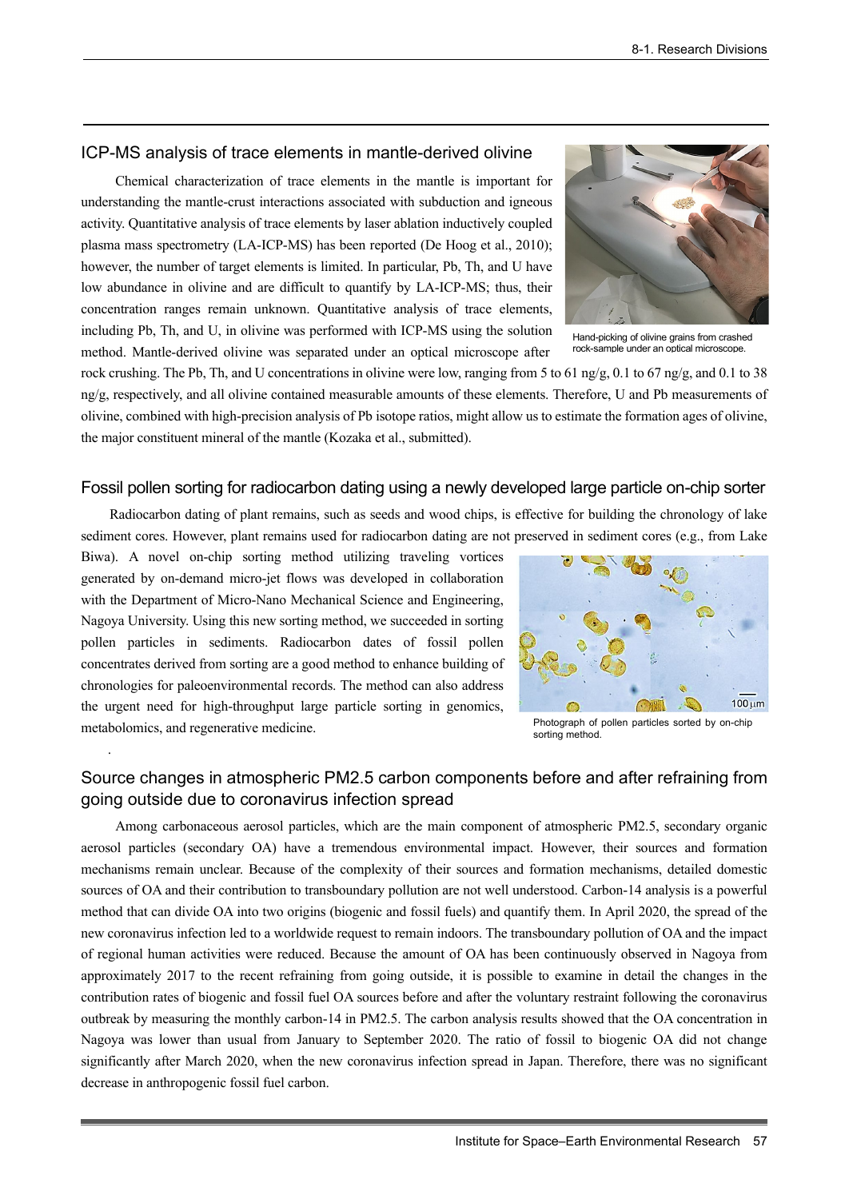## ICP-MS analysis of trace elements in mantle-derived olivine

Chemical characterization of trace elements in the mantle is important for understanding the mantle-crust interactions associated with subduction and igneous activity. Quantitative analysis of trace elements by laser ablation inductively coupled plasma mass spectrometry (LA-ICP-MS) has been reported (De Hoog et al., 2010); however, the number of target elements is limited. In particular, Pb, Th, and U have low abundance in olivine and are difficult to quantify by LA-ICP-MS; thus, their concentration ranges remain unknown. Quantitative analysis of trace elements, including Pb, Th, and U, in olivine was performed with ICP-MS using the solution method. Mantle-derived olivine was separated under an optical microscope after rock crushing. The Pb, Th, and U concentrations in olivine were low, ranging from 5 to 61 ng/g, 0.1 to 67 ng/g, and 0.1 to 38 ng/g, respectively, and all olivine contained measurable amounts of these elements. Therefore, U and Pb measurements of olivine, combined with high-precision analysis of Pb isotope ratios, might allow us to estimate the formation ages of olivine, the major constituent mineral of the mantle (Kozaka et al., submitted).

Hand-picking of olivine grains from crashed rock-sample under an optical microscope.

## Fossil pollen sorting for radiocarbon dating using a newly developed large particle on-chip sorter

Radiocarbon dating of plant remains, such as seeds and wood chips, is effective for building the chronology of lake sediment cores. However, plant remains used for radiocarbon dating are not preserved in sediment cores (e.g., from Lake Biwa). A novel on-chip sorting method utilizing traveling vortices generated by on-demand micro-jet flows was developed in collaboration with the Department of Micro-Nano Mechanical Science and Engineering, Nagoya University. Using this new sorting method, we succeeded in sorting pollen particles in sediments. Radiocarbon dates of fossil pollen concentrates derived from sorting are a good method to enhance building of chronologies for paleoenvironmental records. The method can also address the urgent need for high-throughput large particle sorting in genomics, metabolomics, and regenerative medicine.

Photograph of pollen particles sorted by on-chip sorting method.

## Source changes in atmospheric PM2.5 carbon components before and after refraining from going outside due to coronavirus infection spread

Among carbonaceous aerosol particles, which are the main component of atmospheric PM2.5, secondary organic aerosol particles (secondary OA) have a tremendous environmental impact. However, their sources and formation mechanisms remain unclear. Because of the complexity of their sources and formation mechanisms, detailed domestic sources of OA and their contribution to transboundary pollution are not well understood. Carbon-14 analysis is a powerful method that can divide OA into two origins (biogenic and fossil fuels) and quantify them. In April 2020, the spread of the new coronavirus infection led to a worldwide request to remain indoors. The transboundary pollution of OA and the impact of regional human activities were reduced. Because the amount of OA has been continuously observed in Nagoya from approximately 2017 to the recent refraining from going outside, it is possible to examine in detail the changes in the contribution rates of biogenic and fossil fuel OA sources before and after the voluntary restraint following the coronavirus outbreak by measuring the monthly carbon-14 in PM2.5. The carbon analysis results showed that the OA concentration in Nagoya was lower than usual from January to September 2020. The ratio of fossil to biogenic OA did not change significantly after March 2020, when the new coronavirus infection spread in Japan. Therefore, there was no significant decrease in anthropogenic fossil fuel carbon.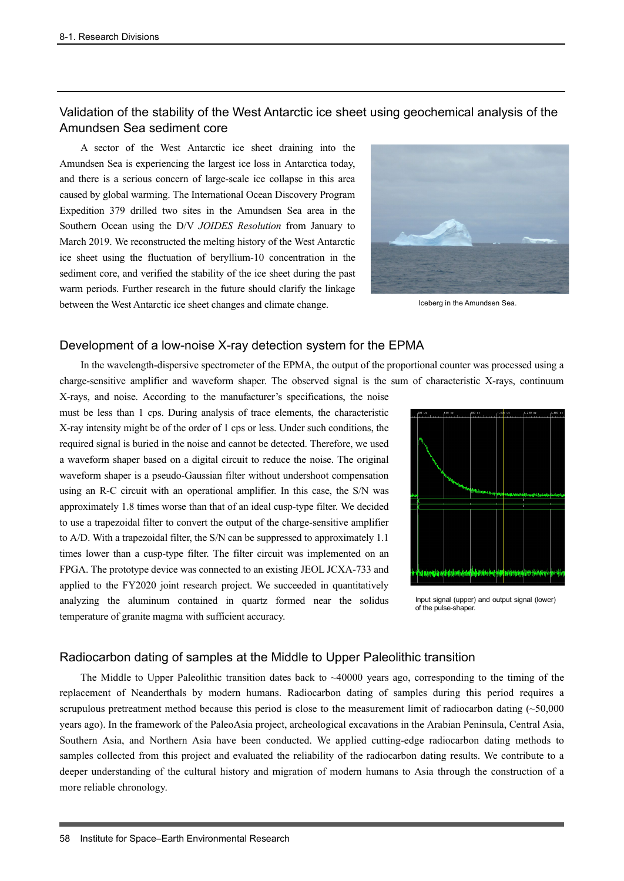## Validation of the stability of the West Antarctic ice sheet using geochemical analysis of the Amundsen Sea sediment core

A sector of the West Antarctic ice sheet draining into the Amundsen Sea is experiencing the largest ice loss in Antarctica today, and there is a serious concern of large-scale ice collapse in this area caused by global warming. The International Ocean Discovery Program Expedition 379 drilled two sites in the Amundsen Sea area in the Southern Ocean using the D/V *JOIDES Resolution* from January to March 2019. We reconstructed the melting history of the West Antarctic ice sheet using the fluctuation of beryllium-10 concentration in the sediment core, and verified the stability of the ice sheet during the past warm periods. Further research in the future should clarify the linkage between the West Antarctic ice sheet changes and climate change.

Iceberg in the Amundsen Sea.

## Development of a low-noise X-ray detection system for the EPMA

In the wavelength-dispersive spectrometer of the EPMA, the output of the proportional counter was processed using a charge-sensitive amplifier and waveform shaper. The observed signal is the sum of characteristic X-rays, continuum X-rays, and noise. According to the manufacturer's specifications, the noise must be less than 1 cps. During analysis of trace elements, the characteristic X-ray intensity might be of the order of 1 cps or less. Under such conditions, the required signal is buried in the noise and cannot be detected. Therefore, we used a waveform shaper based on a digital circuit to reduce the noise. The original waveform shaper is a pseudo-Gaussian filter without undershoot compensation using an R-C circuit with an operational amplifier. In this case, the S/N was approximately 1.8 times worse than that of an ideal cusp-type filter. We decided to use a trapezoidal filter to convert the output of the charge-sensitive amplifier to A/D. With a trapezoidal filter, the S/N can be suppressed to approximately 1.1 times lower than a cusp-type filter. The filter circuit was implemented on an FPGA. The prototype device was connected to an existing JEOL JCXA-733 and applied to the FY2020 joint research project. We succeeded in quantitatively analyzing the aluminum contained in quartz formed near the solidus temperature of granite magma with sufficient accuracy.

Input signal (upper) and output signal (lower) of the pulse-shaper.

## Radiocarbon dating of samples at the Middle to Upper Paleolithic transition

The Middle to Upper Paleolithic transition dates back to ~40000 years ago, corresponding to the timing of the replacement of Neanderthals by modern humans. Radiocarbon dating of samples during this period requires a scrupulous pretreatment method because this period is close to the measurement limit of radiocarbon dating (~50,000 years ago). In the framework of the PaleoAsia project, archeological excavations in the Arabian Peninsula, Central Asia, Southern Asia, and Northern Asia have been conducted. We applied cutting-edge radiocarbon dating methods to samples collected from this project and evaluated the reliability of the radiocarbon dating results. We contribute to a deeper understanding of the cultural history and migration of modern humans to Asia through the construction of a more reliable chronology.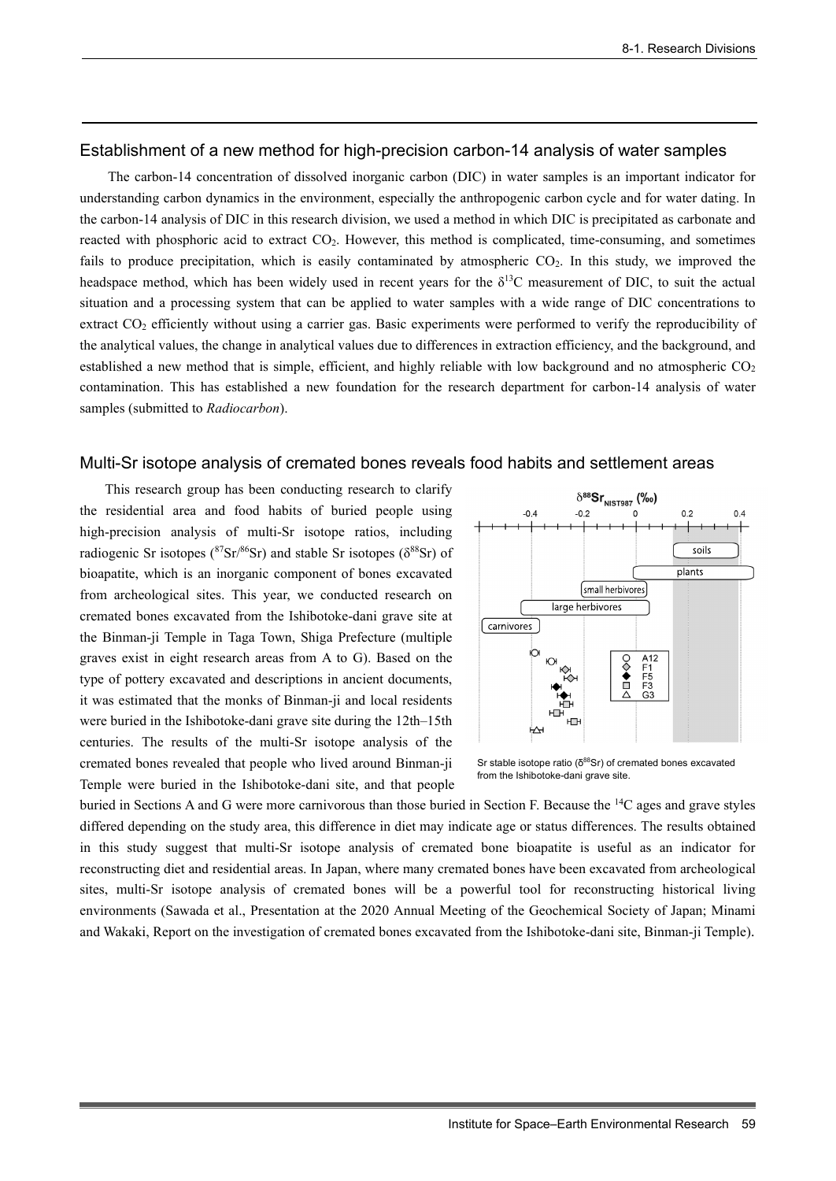## Establishment of a new method for high-precision carbon-14 analysis of water samples

The carbon-14 concentration of dissolved inorganic carbon (DIC) in water samples is an important indicator for understanding carbon dynamics in the environment, especially the anthropogenic carbon cycle and for water dating. In the carbon-14 analysis of DIC in this research division, we used a method in which DIC is precipitated as carbonate and reacted with phosphoric acid to extract $CO_2$. However, this method is complicated, time-consuming, and sometimes fails to produce precipitation, which is easily contaminated by atmospheric $CO_2$. In this study, we improved the headspace method, which has been widely used in recent years for the $\delta^{13}C$ measurement of DIC, to suit the actual situation and a processing system that can be applied to water samples with a wide range of DIC concentrations to extract $CO_2$ efficiently without using a carrier gas. Basic experiments were performed to verify the reproducibility of the analytical values, the change in analytical values due to differences in extraction efficiency, and the background, and established a new method that is simple, efficient, and highly reliable with low background and no atmospheric $CO_2$ contamination. This has established a new foundation for the research department for carbon-14 analysis of water samples (submitted to *Radiocarbon*).

## Multi-Sr isotope analysis of cremated bones reveals food habits and settlement areas

This research group has been conducting research to clarify the residential area and food habits of buried people using high-precision analysis of multi-Sr isotope ratios, including radiogenic Sr isotopes ($^{87}Sr/^{86}Sr$) and stable Sr isotopes ($\delta^{88}Sr$) of bioapatite, which is an inorganic component of bones excavated from archeological sites. This year, we conducted research on cremated bones excavated from the Ishibotoke-dani grave site at the Binman-ji Temple in Taga Town, Shiga Prefecture (multiple graves exist in eight research areas from A to G). Based on the type of pottery excavated and descriptions in ancient documents, it was estimated that the monks of Binman-ji and local residents were buried in the Ishibotoke-dani grave site during the 12th–15th centuries. The results of the multi-Sr isotope analysis of the cremated bones revealed that people who lived around Binman-ji Temple were buried in the Ishibotoke-dani site, and that people buried in Sections A and G were more carnivorous than those buried in Section F. Because the $^{14}C$ ages and grave styles differed depending on the study area, this difference in diet may indicate age or status differences. The results obtained in this study suggest that multi-Sr isotope analysis of cremated bone bioapatite is useful as an indicator for reconstructing diet and residential areas. In Japan, where many cremated bones have been excavated from archeological sites, multi-Sr isotope analysis of cremated bones will be a powerful tool for reconstructing historical living environments (Sawada et al., Presentation at the 2020 Annual Meeting of the Geochemical Society of Japan; Minami and Wakaki, Report on the investigation of cremated bones excavated from the Ishibotoke-dani site, Binman-ji Temple).

$\delta^{88}Sr_{NIST987}$ (‰)
-0.4 -0.2 0 0.2 0.4
soils
plants
small herbivores
large herbivores
carnivores
A12
F1
F5
F3
G3

Sr stable isotope ratio ($\delta^{88}Sr$) of cremated bones excavated from the Ishibotoke-dani grave site.